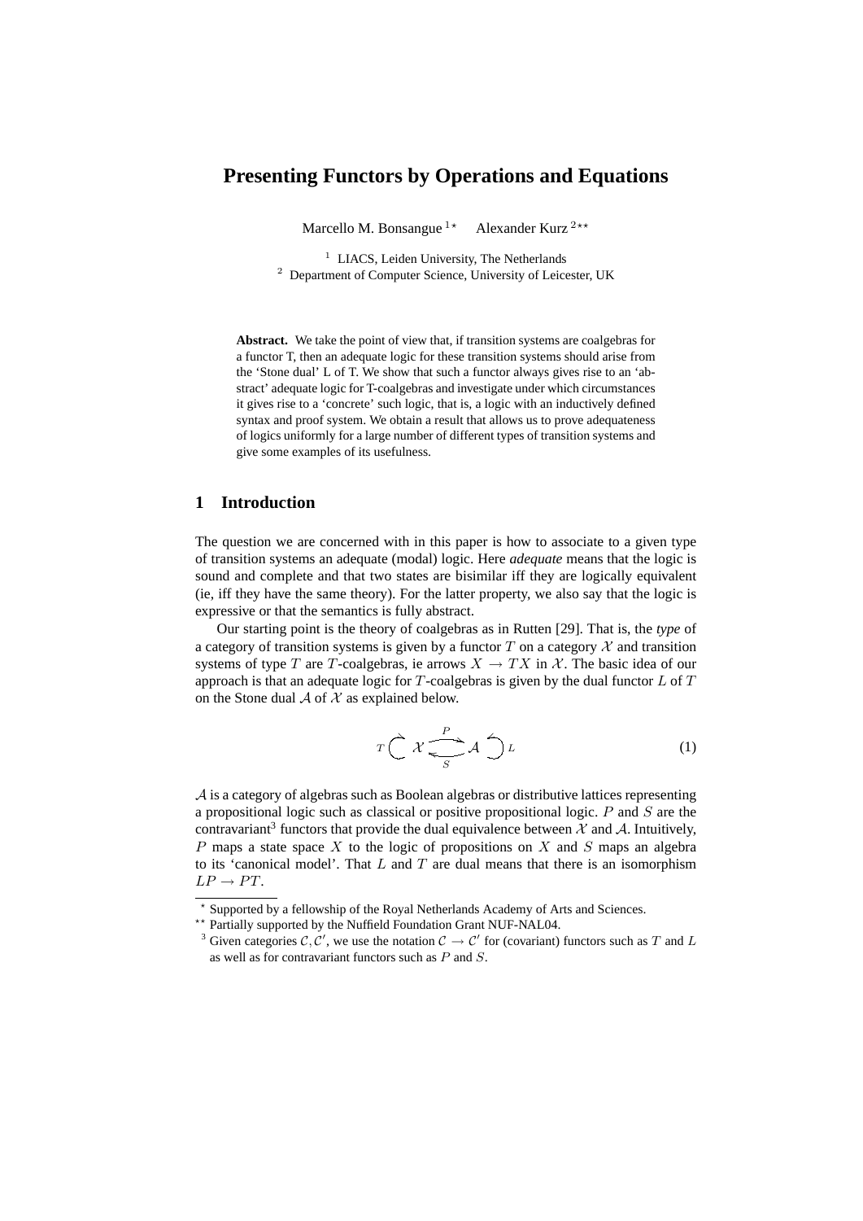# Presenting Functors by Operations and Equations

Marcello M. Bonsangue [1*] Alexander Kurz [2**]

[1] LIACS, Leiden University, The Netherlands
[2] Department of Computer Science, University of Leicester, UK

**Abstract.** We take the point of view that, if transition systems are coalgebras for a functor T, then an adequate logic for these transition systems should arise from the 'Stone dual' L of T. We show that such a functor always gives rise to an 'abstract' adequate logic for T-coalgebras and investigate under which circumstances it gives rise to a 'concrete' such logic, that is, a logic with an inductively defined syntax and proof system. We obtain a result that allows us to prove adequateness of logics uniformly for a large number of different types of transition systems and give some examples of its usefulness.

## 1 Introduction

The question we are concerned with in this paper is how to associate to a given type of transition systems an adequate (modal) logic. Here *adequate* means that the logic is sound and complete and that two states are bisimilar iff they are logically equivalent (ie, iff they have the same theory). For the latter property, we also say that the logic is expressive or that the semantics is fully abstract.

Our starting point is the theory of coalgebras as in Rutten [29]. That is, the *type* of a category of transition systems is given by a functor $T$ on a category $\mathcal{X}$ and transition systems of type $T$ are $T$-coalgebras, ie arrows $X \to TX$ in $\mathcal{X}$. The basic idea of our approach is that an adequate logic for $T$-coalgebras is given by the dual functor $L$ of $T$ on the Stone dual $\mathcal{A}$ of $\mathcal{X}$ as explained below.

$$T \circlearrowright \mathcal{X} \underset{S}{\overset{P}{\rightleftarrows}} \mathcal{A} \circlearrowleft L \tag{1}$$

$\mathcal{A}$ is a category of algebras such as Boolean algebras or distributive lattices representing a propositional logic such as classical or positive propositional logic. $P$ and $S$ are the contravariant[3] functors that provide the dual equivalence between $\mathcal{X}$ and $\mathcal{A}$. Intuitively, $P$ maps a state space $X$ to the logic of propositions on $X$ and $S$ maps an algebra to its 'canonical model'. That $L$ and $T$ are dual means that there is an isomorphism $LP \to PT$.

---

* Supported by a fellowship of the Royal Netherlands Academy of Arts and Sciences.

** Partially supported by the Nuffield Foundation Grant NUF-NAL04.

[3] Given categories $\mathcal{C}, \mathcal{C}'$, we use the notation $\mathcal{C} \to \mathcal{C}'$ for (covariant) functors such as $T$ and $L$ as well as for contravariant functors such as $P$ and $S$.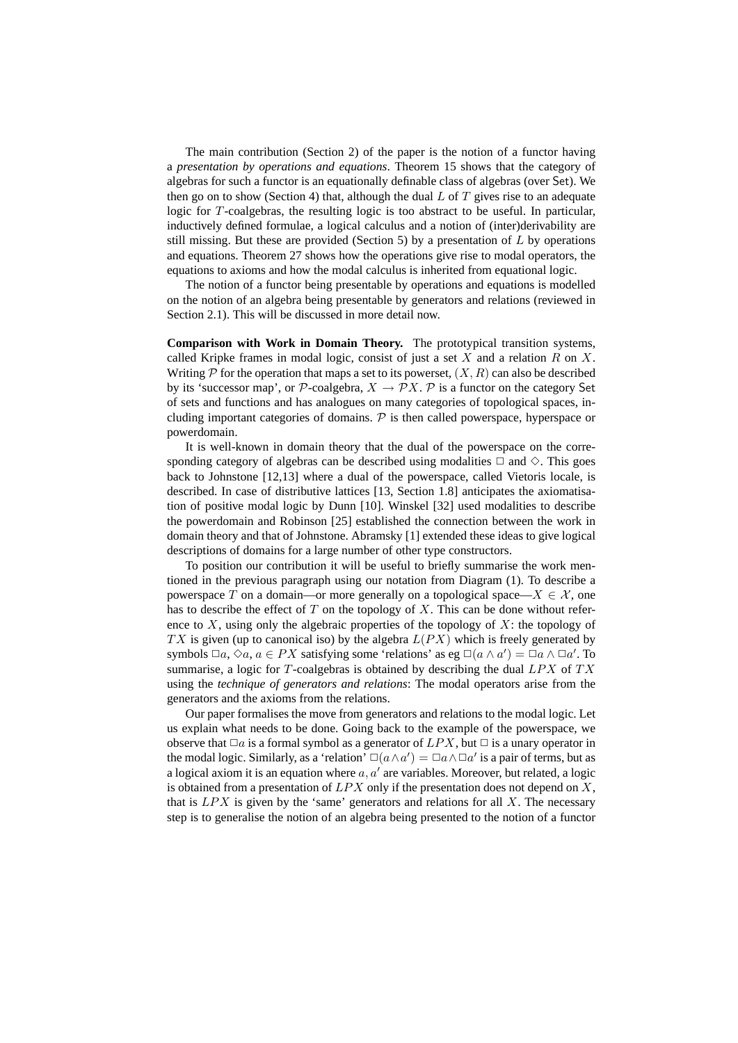The main contribution (Section 2) of the paper is the notion of a functor having a *presentation by operations and equations*. Theorem 15 shows that the category of algebras for such a functor is an equationally definable class of algebras (over Set). We then go on to show (Section 4) that, although the dual $L$ of $T$ gives rise to an adequate logic for $T$-coalgebras, the resulting logic is too abstract to be useful. In particular, inductively defined formulae, a logical calculus and a notion of (inter)derivability are still missing. But these are provided (Section 5) by a presentation of $L$ by operations and equations. Theorem 27 shows how the operations give rise to modal operators, the equations to axioms and how the modal calculus is inherited from equational logic.

The notion of a functor being presentable by operations and equations is modelled on the notion of an algebra being presentable by generators and relations (reviewed in Section 2.1). This will be discussed in more detail now.

**Comparison with Work in Domain Theory.** The prototypical transition systems, called Kripke frames in modal logic, consist of just a set $X$ and a relation $R$ on $X$. Writing $\mathcal{P}$ for the operation that maps a set to its powerset, $(X, R)$ can also be described by its 'successor map', or $\mathcal{P}$-coalgebra, $X \to \mathcal{P}X$. $\mathcal{P}$ is a functor on the category Set of sets and functions and has analogues on many categories of topological spaces, including important categories of domains. $\mathcal{P}$ is then called powerspace, hyperspace or powerdomain.

It is well-known in domain theory that the dual of the powerspace on the corresponding category of algebras can be described using modalities $\Box$ and $\Diamond$. This goes back to Johnstone [12,13] where a dual of the powerspace, called Vietoris locale, is described. In case of distributive lattices [13, Section 1.8] anticipates the axiomatisation of positive modal logic by Dunn [10]. Winskel [32] used modalities to describe the powerdomain and Robinson [25] established the connection between the work in domain theory and that of Johnstone. Abramsky [1] extended these ideas to give logical descriptions of domains for a large number of other type constructors.

To position our contribution it will be useful to briefly summarise the work mentioned in the previous paragraph using our notation from Diagram (1). To describe a powerspace $T$ on a domain—or more generally on a topological space—$X \in \mathcal{X}$, one has to describe the effect of $T$ on the topology of $X$. This can be done without reference to $X$, using only the algebraic properties of the topology of $X$: the topology of $TX$ is given (up to canonical iso) by the algebra $L(PX)$ which is freely generated by symbols $\Box a$, $\Diamond a$, $a \in PX$ satisfying some 'relations' as eg $\Box(a \wedge a') = \Box a \wedge \Box a'$. To summarise, a logic for $T$-coalgebras is obtained by describing the dual $LPX$ of $TX$ using the *technique of generators and relations*: The modal operators arise from the generators and the axioms from the relations.

Our paper formalises the move from generators and relations to the modal logic. Let us explain what needs to be done. Going back to the example of the powerspace, we observe that $\Box a$ is a formal symbol as a generator of $LPX$, but $\Box$ is a unary operator in the modal logic. Similarly, as a 'relation' $\Box(a \wedge a') = \Box a \wedge \Box a'$ is a pair of terms, but as a logical axiom it is an equation where $a, a'$ are variables. Moreover, but related, a logic is obtained from a presentation of $LPX$ only if the presentation does not depend on $X$, that is $LPX$ is given by the 'same' generators and relations for all $X$. The necessary step is to generalise the notion of an algebra being presented to the notion of a functor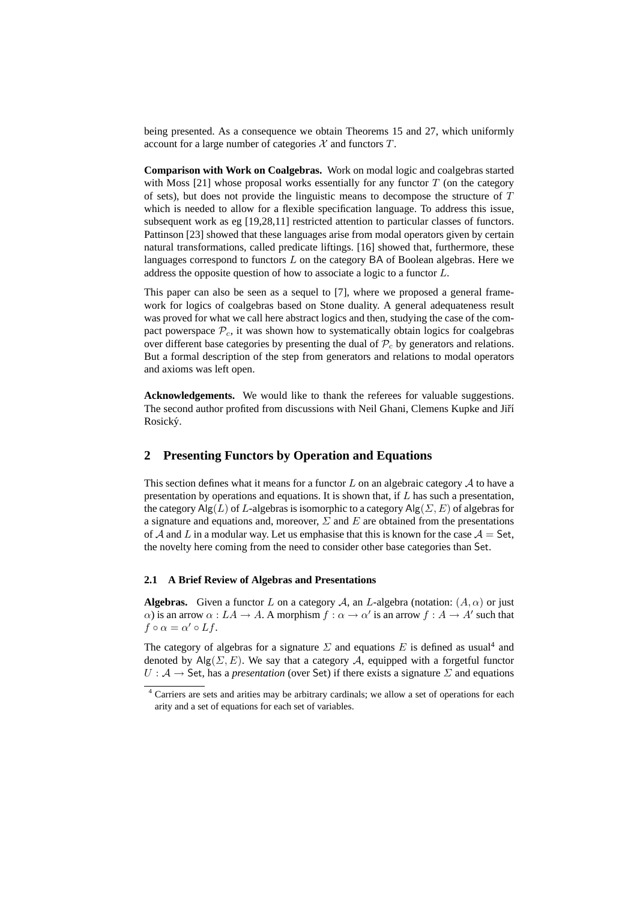being presented. As a consequence we obtain Theorems 15 and 27, which uniformly account for a large number of categories $\mathcal{X}$ and functors $T$.

**Comparison with Work on Coalgebras.** Work on modal logic and coalgebras started with Moss [21] whose proposal works essentially for any functor $T$ (on the category of sets), but does not provide the linguistic means to decompose the structure of $T$ which is needed to allow for a flexible specification language. To address this issue, subsequent work as eg [19,28,11] restricted attention to particular classes of functors. Pattinson [23] showed that these languages arise from modal operators given by certain natural transformations, called predicate liftings. [16] showed that, furthermore, these languages correspond to functors $L$ on the category $\mathsf{BA}$ of Boolean algebras. Here we address the opposite question of how to associate a logic to a functor $L$.

This paper can also be seen as a sequel to [7], where we proposed a general framework for logics of coalgebras based on Stone duality. A general adequateness result was proved for what we call here abstract logics and then, studying the case of the compact powerspace $\mathcal{P}_c$, it was shown how to systematically obtain logics for coalgebras over different base categories by presenting the dual of $\mathcal{P}_c$ by generators and relations. But a formal description of the step from generators and relations to modal operators and axioms was left open.

**Acknowledgements.** We would like to thank the referees for valuable suggestions. The second author profited from discussions with Neil Ghani, Clemens Kupke and Jiří Rosický.

## 2 Presenting Functors by Operation and Equations

This section defines what it means for a functor $L$ on an algebraic category $\mathcal{A}$ to have a presentation by operations and equations. It is shown that, if $L$ has such a presentation, the category $\mathsf{Alg}(L)$ of $L$-algebras is isomorphic to a category $\mathsf{Alg}(\Sigma, E)$ of algebras for a signature and equations and, moreover, $\Sigma$ and $E$ are obtained from the presentations of $\mathcal{A}$ and $L$ in a modular way. Let us emphasise that this is known for the case $\mathcal{A} = \mathsf{Set}$, the novelty here coming from the need to consider other base categories than $\mathsf{Set}$.

### 2.1 A Brief Review of Algebras and Presentations

**Algebras.** Given a functor $L$ on a category $\mathcal{A}$, an $L$-algebra (notation: $(A, \alpha)$ or just $\alpha$) is an arrow $\alpha : LA \to A$. A morphism $f : \alpha \to \alpha'$ is an arrow $f : A \to A'$ such that $f \circ \alpha = \alpha' \circ Lf$.

The category of algebras for a signature $\Sigma$ and equations $E$ is defined as usual[4] and denoted by $\mathsf{Alg}(\Sigma, E)$. We say that a category $\mathcal{A}$, equipped with a forgetful functor $U : \mathcal{A} \to \mathsf{Set}$, has a *presentation* (over $\mathsf{Set}$) if there exists a signature $\Sigma$ and equations

[4] Carriers are sets and arities may be arbitrary cardinals; we allow a set of operations for each arity and a set of equations for each set of variables.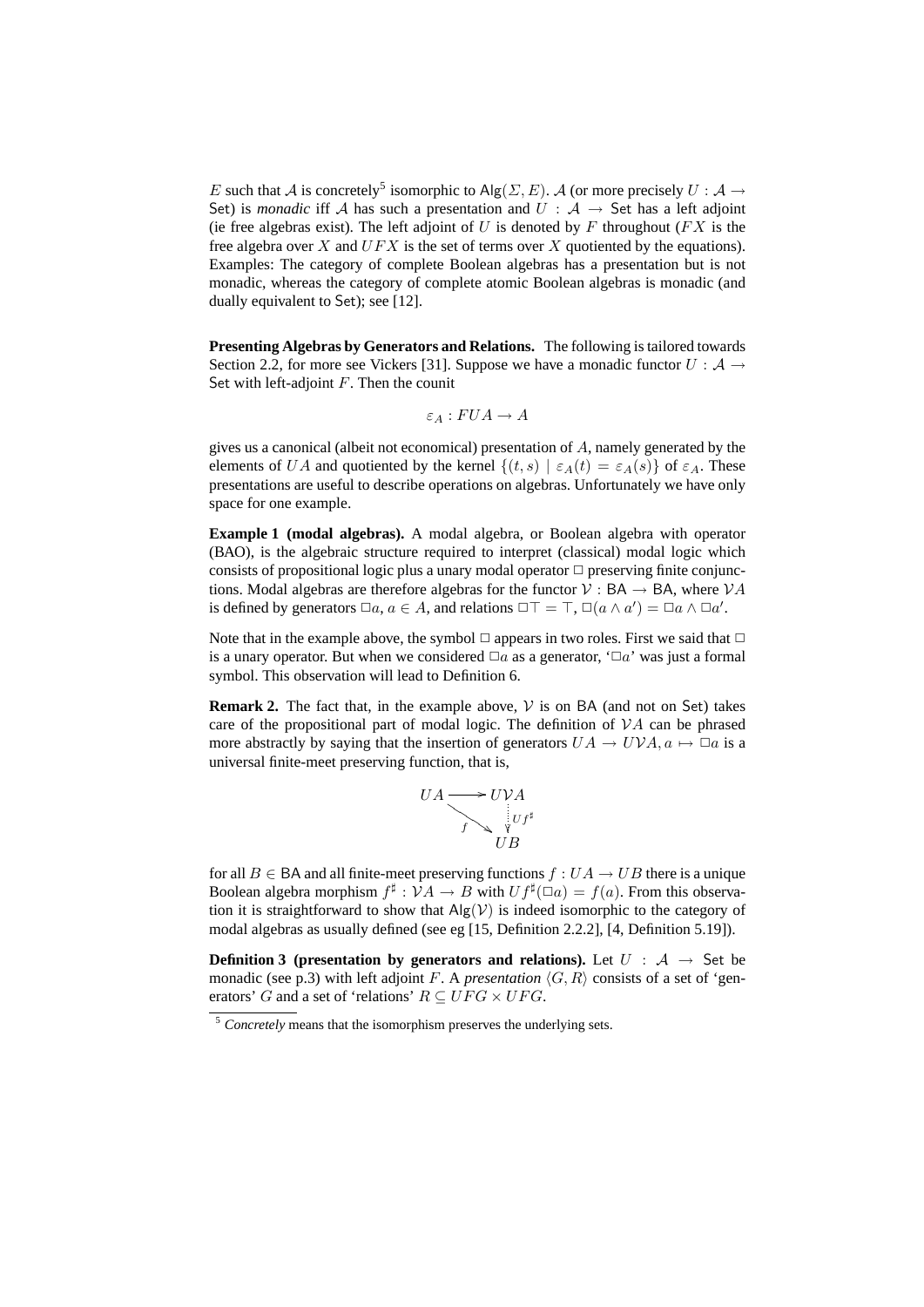$E$ such that $\mathcal{A}$ is concretely[5] isomorphic to $\mathsf{Alg}(\Sigma, E)$. $\mathcal{A}$ (or more precisely $U : \mathcal{A} \to \mathsf{Set}$) is *monadic* iff $\mathcal{A}$ has such a presentation and $U : \mathcal{A} \to \mathsf{Set}$ has a left adjoint (ie free algebras exist). The left adjoint of $U$ is denoted by $F$ throughout ($FX$ is the free algebra over $X$ and $UFX$ is the set of terms over $X$ quotiented by the equations). Examples: The category of complete Boolean algebras has a presentation but is not monadic, whereas the category of complete atomic Boolean algebras is monadic (and dually equivalent to $\mathsf{Set}$); see [12].

**Presenting Algebras by Generators and Relations.** The following is tailored towards Section 2.2, for more see Vickers [31]. Suppose we have a monadic functor $U : \mathcal{A} \to \mathsf{Set}$ with left-adjoint $F$. Then the counit

$$\varepsilon_A : FUA \to A$$

gives us a canonical (albeit not economical) presentation of $A$, namely generated by the elements of $UA$ and quotiented by the kernel $\{(t, s) \mid \varepsilon_A(t) = \varepsilon_A(s)\}$ of $\varepsilon_A$. These presentations are useful to describe operations on algebras. Unfortunately we have only space for one example.

**Example 1 (modal algebras).** A modal algebra, or Boolean algebra with operator (BAO), is the algebraic structure required to interpret (classical) modal logic which consists of propositional logic plus a unary modal operator $\Box$ preserving finite conjunctions. Modal algebras are therefore algebras for the functor $\mathcal{V} : \mathsf{BA} \to \mathsf{BA}$, where $\mathcal{V}A$ is defined by generators $\Box a$, $a \in A$, and relations $\Box\top = \top$, $\Box(a \wedge a') = \Box a \wedge \Box a'$.

Note that in the example above, the symbol $\Box$ appears in two roles. First we said that $\Box$ is a unary operator. But when we considered $\Box a$ as a generator, '$\Box a$' was just a formal symbol. This observation will lead to Definition 6.

**Remark 2.** The fact that, in the example above, $\mathcal{V}$ is on $\mathsf{BA}$ (and not on $\mathsf{Set}$) takes care of the propositional part of modal logic. The definition of $\mathcal{V}A$ can be phrased more abstractly by saying that the insertion of generators $UA \to U\mathcal{V}A, a \mapsto \Box a$ is a universal finite-meet preserving function, that is,

$$\begin{array}{ccc} UA & \longrightarrow & U\mathcal{V}A \\ & \searrow^{f} & \vdots\, {\scriptstyle Uf^\sharp} \\ & & UB \end{array}$$

for all $B \in \mathsf{BA}$ and all finite-meet preserving functions $f : UA \to UB$ there is a unique Boolean algebra morphism $f^\sharp : \mathcal{V}A \to B$ with $Uf^\sharp(\Box a) = f(a)$. From this observation it is straightforward to show that $\mathsf{Alg}(\mathcal{V})$ is indeed isomorphic to the category of modal algebras as usually defined (see eg [15, Definition 2.2.2], [4, Definition 5.19]).

**Definition 3 (presentation by generators and relations).** Let $U : \mathcal{A} \to \mathsf{Set}$ be monadic (see p.3) with left adjoint $F$. A *presentation* $\langle G, R\rangle$ consists of a set of 'generators' $G$ and a set of 'relations' $R \subseteq UFG \times UFG$.

[5] *Concretely* means that the isomorphism preserves the underlying sets.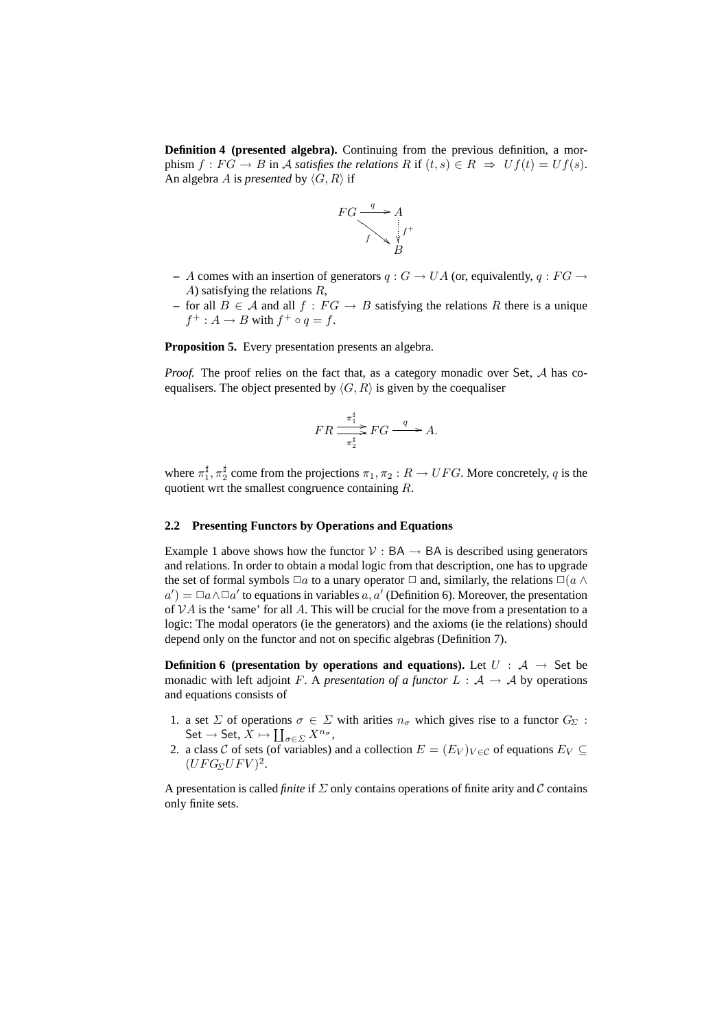**Definition 4 (presented algebra).** Continuing from the previous definition, a morphism $f : FG \to B$ in $\mathcal{A}$ *satisfies the relations* $R$ if $(t, s) \in R \;\Rightarrow\; Uf(t) = Uf(s)$. An algebra $A$ is *presented* by $\langle G, R\rangle$ if

$$\begin{array}{ccc} FG & \xrightarrow{q} & A \\ & \searrow^{f} & \downarrow{\scriptstyle f^+} \\ & & B \end{array}$$

– $A$ comes with an insertion of generators $q : G \to UA$ (or, equivalently, $q : FG \to A$) satisfying the relations $R$,
– for all $B \in \mathcal{A}$ and all $f : FG \to B$ satisfying the relations $R$ there is a unique $f^+ : A \to B$ with $f^+ \circ q = f$.

**Proposition 5.** Every presentation presents an algebra.

*Proof.* The proof relies on the fact that, as a category monadic over $\mathsf{Set}$, $\mathcal{A}$ has coequalisers. The object presented by $\langle G, R\rangle$ is given by the coequaliser

$$FR \underset{\pi_2^\sharp}{\overset{\pi_1^\sharp}{\rightrightarrows}} FG \xrightarrow{q} A.$$

where $\pi_1^\sharp, \pi_2^\sharp$ come from the projections $\pi_1, \pi_2 : R \to UFG$. More concretely, $q$ is the quotient wrt the smallest congruence containing $R$.

### 2.2 Presenting Functors by Operations and Equations

Example 1 above shows how the functor $\mathcal{V} : \mathsf{BA} \to \mathsf{BA}$ is described using generators and relations. In order to obtain a modal logic from that description, one has to upgrade the set of formal symbols $\Box a$ to a unary operator $\Box$ and, similarly, the relations $\Box(a \wedge a') = \Box a \wedge \Box a'$ to equations in variables $a, a'$ (Definition 6). Moreover, the presentation of $\mathcal{V}A$ is the 'same' for all $A$. This will be crucial for the move from a presentation to a logic: The modal operators (ie the generators) and the axioms (ie the relations) should depend only on the functor and not on specific algebras (Definition 7).

**Definition 6 (presentation by operations and equations).** Let $U : \mathcal{A} \to \mathsf{Set}$ be monadic with left adjoint $F$. A *presentation of a functor* $L : \mathcal{A} \to \mathcal{A}$ by operations and equations consists of

1. a set $\Sigma$ of operations $\sigma \in \Sigma$ with arities $n_\sigma$ which gives rise to a functor $G_\Sigma : \mathsf{Set} \to \mathsf{Set}$, $X \mapsto \coprod_{\sigma \in \Sigma} X^{n_\sigma}$,
2. a class $\mathcal{C}$ of sets (of variables) and a collection $E = (E_V)_{V \in \mathcal{C}}$ of equations $E_V \subseteq (UFG_\Sigma UFV)^2$.

A presentation is called *finite* if $\Sigma$ only contains operations of finite arity and $\mathcal{C}$ contains only finite sets.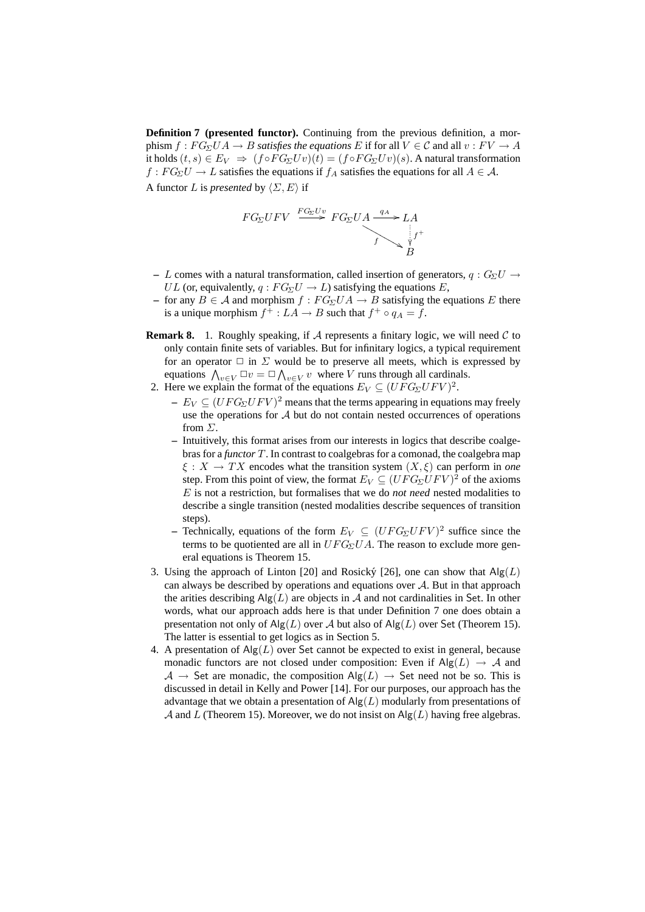**Definition 7 (presented functor).** Continuing from the previous definition, a morphism $f : FG_\Sigma UA \to B$ *satisfies the equations* $E$ if for all $V \in \mathcal{C}$ and all $v : FV \to A$ it holds $(t, s) \in E_V \;\Rightarrow\; (f \circ FG_\Sigma Uv)(t) = (f \circ FG_\Sigma Uv)(s)$. A natural transformation $f : FG_\Sigma U \to L$ satisfies the equations if $f_A$ satisfies the equations for all $A \in \mathcal{A}$.

A functor $L$ is *presented* by $\langle \Sigma, E \rangle$ if

$$
\begin{array}{ccccc}
FG_\Sigma UFV & \xrightarrow{FG_\Sigma Uv} & FG_\Sigma UA & \xrightarrow{q_A} & LA \\
 & & & \searrow^{f} & \vdots\, f^+ \\
 & & & & B
\end{array}
$$

- $L$ comes with a natural transformation, called insertion of generators, $q : G_\Sigma U \to UL$ (or, equivalently, $q : FG_\Sigma U \to L$) satisfying the equations $E$,
- for any $B \in \mathcal{A}$ and morphism $f : FG_\Sigma UA \to B$ satisfying the equations $E$ there is a unique morphism $f^+ : LA \to B$ such that $f^+ \circ q_A = f$.

**Remark 8.**
1. Roughly speaking, if $\mathcal{A}$ represents a finitary logic, we will need $\mathcal{C}$ to only contain finite sets of variables. But for infinitary logics, a typical requirement for an operator $\Box$ in $\Sigma$ would be to preserve all meets, which is expressed by equations $\bigwedge_{v \in V} \Box v = \Box \bigwedge_{v \in V} v$ where $V$ runs through all cardinals.
2. Here we explain the format of the equations $E_V \subseteq (UFG_\Sigma UFV)^2$.
   - $E_V \subseteq (UFG_\Sigma UFV)^2$ means that the terms appearing in equations may freely use the operations for $\mathcal{A}$ but do not contain nested occurrences of operations from $\Sigma$.
   - Intuitively, this format arises from our interests in logics that describe coalgebras for a *functor* $T$. In contrast to coalgebras for a comonad, the coalgebra map $\xi : X \to TX$ encodes what the transition system $(X, \xi)$ can perform in *one* step. From this point of view, the format $E_V \subseteq (UFG_\Sigma UFV)^2$ of the axioms $E$ is not a restriction, but formalises that we do *not need* nested modalities to describe a single transition (nested modalities describe sequences of transition steps).
   - Technically, equations of the form $E_V \subseteq (UFG_\Sigma UFV)^2$ suffice since the terms to be quotiented are all in $UFG_\Sigma UA$. The reason to exclude more general equations is Theorem 15.
3. Using the approach of Linton [20] and Rosický [26], one can show that $\mathsf{Alg}(L)$ can always be described by operations and equations over $\mathcal{A}$. But in that approach the arities describing $\mathsf{Alg}(L)$ are objects in $\mathcal{A}$ and not cardinalities in $\mathsf{Set}$. In other words, what our approach adds here is that under Definition 7 one does obtain a presentation not only of $\mathsf{Alg}(L)$ over $\mathcal{A}$ but also of $\mathsf{Alg}(L)$ over $\mathsf{Set}$ (Theorem 15). The latter is essential to get logics as in Section 5.
4. A presentation of $\mathsf{Alg}(L)$ over $\mathsf{Set}$ cannot be expected to exist in general, because monadic functors are not closed under composition: Even if $\mathsf{Alg}(L) \to \mathcal{A}$ and $\mathcal{A} \to \mathsf{Set}$ are monadic, the composition $\mathsf{Alg}(L) \to \mathsf{Set}$ need not be so. This is discussed in detail in Kelly and Power [14]. For our purposes, our approach has the advantage that we obtain a presentation of $\mathsf{Alg}(L)$ modularly from presentations of $\mathcal{A}$ and $L$ (Theorem 15). Moreover, we do not insist on $\mathsf{Alg}(L)$ having free algebras.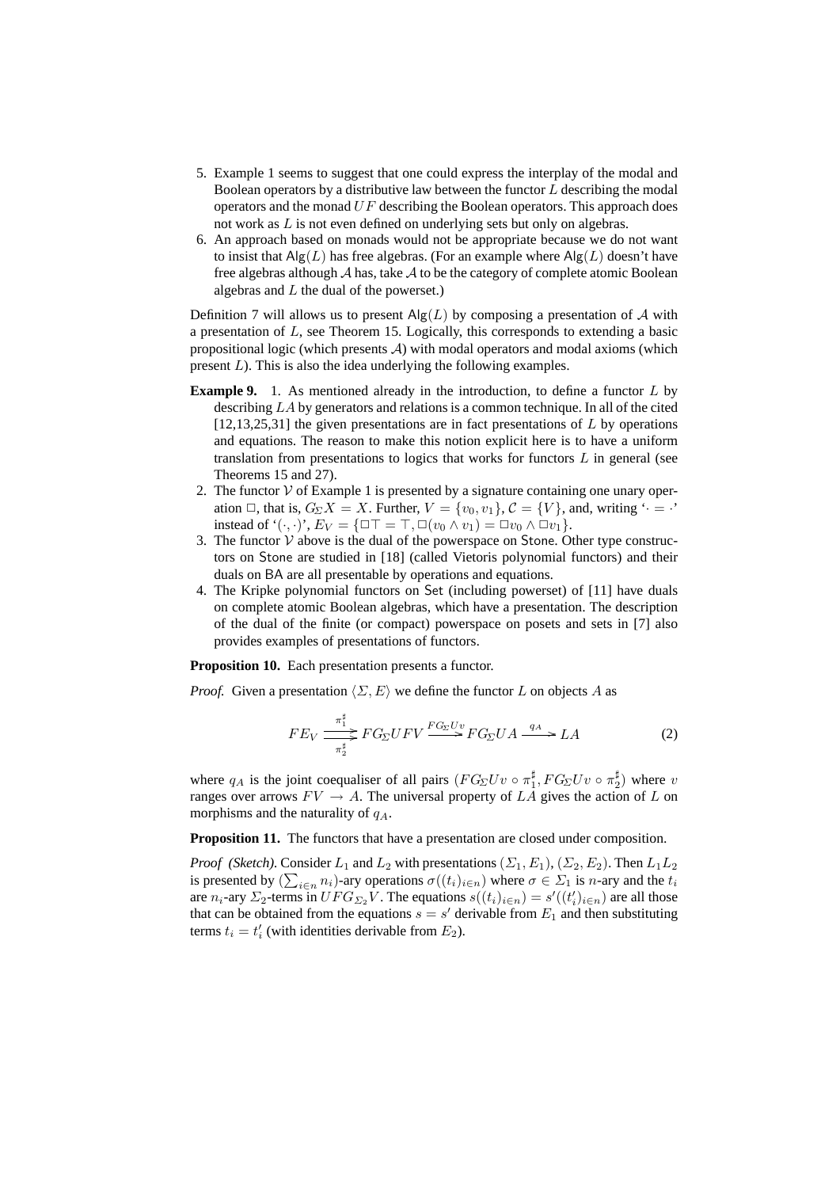5. Example 1 seems to suggest that one could express the interplay of the modal and Boolean operators by a distributive law between the functor $L$ describing the modal operators and the monad $UF$ describing the Boolean operators. This approach does not work as $L$ is not even defined on underlying sets but only on algebras.
6. An approach based on monads would not be appropriate because we do not want to insist that $\mathsf{Alg}(L)$ has free algebras. (For an example where $\mathsf{Alg}(L)$ doesn't have free algebras although $\mathcal{A}$ has, take $\mathcal{A}$ to be the category of complete atomic Boolean algebras and $L$ the dual of the powerset.)

Definition 7 will allows us to present $\mathsf{Alg}(L)$ by composing a presentation of $\mathcal{A}$ with a presentation of $L$, see Theorem 15. Logically, this corresponds to extending a basic propositional logic (which presents $\mathcal{A}$) with modal operators and modal axioms (which present $L$). This is also the idea underlying the following examples.

**Example 9.** 1. As mentioned already in the introduction, to define a functor $L$ by describing $LA$ by generators and relations is a common technique. In all of the cited [12,13,25,31] the given presentations are in fact presentations of $L$ by operations and equations. The reason to make this notion explicit here is to have a uniform translation from presentations to logics that works for functors $L$ in general (see Theorems 15 and 27).

2. The functor $\mathcal{V}$ of Example 1 is presented by a signature containing one unary operation $\Box$, that is, $G_\Sigma X = X$. Further, $V = \{v_0, v_1\}$, $\mathcal{C} = \{V\}$, and, writing '$\cdot = \cdot$' instead of '$(\cdot,\cdot)$', $E_V = \{\Box\top = \top, \Box(v_0 \wedge v_1) = \Box v_0 \wedge \Box v_1\}$.
3. The functor $\mathcal{V}$ above is the dual of the powerspace on $\mathsf{Stone}$. Other type constructors on $\mathsf{Stone}$ are studied in [18] (called Vietoris polynomial functors) and their duals on $\mathsf{BA}$ are all presentable by operations and equations.
4. The Kripke polynomial functors on $\mathsf{Set}$ (including powerset) of [11] have duals on complete atomic Boolean algebras, which have a presentation. The description of the dual of the finite (or compact) powerspace on posets and sets in [7] also provides examples of presentations of functors.

**Proposition 10.** Each presentation presents a functor.

*Proof.* Given a presentation $\langle \Sigma, E\rangle$ we define the functor $L$ on objects $A$ as

$$FE_V \underset{\pi_2^\sharp}{\overset{\pi_1^\sharp}{\rightrightarrows}} FG_\Sigma UFV \xrightarrow{FG_\Sigma Uv} FG_\Sigma UA \xrightarrow{q_A} LA \tag{2}$$

where $q_A$ is the joint coequaliser of all pairs $(FG_\Sigma Uv \circ \pi_1^\sharp, FG_\Sigma Uv \circ \pi_2^\sharp)$ where $v$ ranges over arrows $FV \to A$. The universal property of $LA$ gives the action of $L$ on morphisms and the naturality of $q_A$.

**Proposition 11.** The functors that have a presentation are closed under composition.

*Proof (Sketch).* Consider $L_1$ and $L_2$ with presentations $(\Sigma_1, E_1)$, $(\Sigma_2, E_2)$. Then $L_1L_2$ is presented by $(\sum_{i\in n} n_i)$-ary operations $\sigma((t_i)_{i\in n})$ where $\sigma \in \Sigma_1$ is $n$-ary and the $t_i$ are $n_i$-ary $\Sigma_2$-terms in $UFG_{\Sigma_2}V$. The equations $s((t_i)_{i\in n}) = s'((t'_i)_{i\in n})$ are all those that can be obtained from the equations $s = s'$ derivable from $E_1$ and then substituting terms $t_i = t'_i$ (with identities derivable from $E_2$).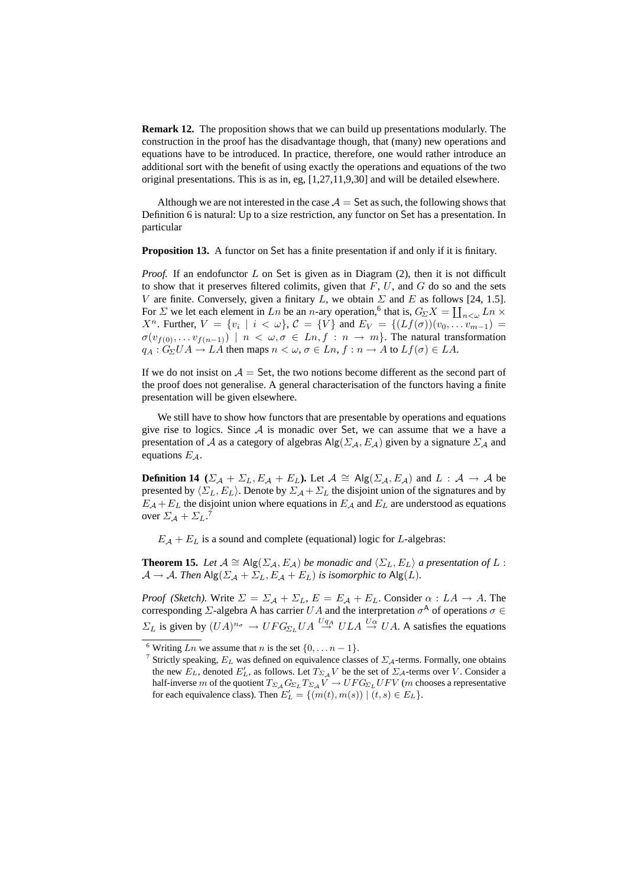**Remark 12.** The proposition shows that we can build up presentations modularly. The construction in the proof has the disadvantage though, that (many) new operations and equations have to be introduced. In practice, therefore, one would rather introduce an additional sort with the benefit of using exactly the operations and equations of the two original presentations. This is as in, eg, [1,27,11,9,30] and will be detailed elsewhere.

Although we are not interested in the case $\mathcal{A} = \mathsf{Set}$ as such, the following shows that Definition 6 is natural: Up to a size restriction, any functor on $\mathsf{Set}$ has a presentation. In particular

**Proposition 13.** A functor on $\mathsf{Set}$ has a finite presentation if and only if it is finitary.

*Proof.* If an endofunctor $L$ on $\mathsf{Set}$ is given as in Diagram (2), then it is not difficult to show that it preserves filtered colimits, given that $F$, $U$, and $G$ do so and the sets $V$ are finite. Conversely, given a finitary $L$, we obtain $\Sigma$ and $E$ as follows [24, 1.5]. For $\Sigma$ we let each element in $Ln$ be an $n$-ary operation,[6] that is, $G_\Sigma X = \coprod_{n<\omega} Ln \times X^n$. Further, $V = \{v_i \mid i < \omega\}$, $\mathcal{C} = \{V\}$ and $E_V = \{(Lf(\sigma))(v_0, \dots v_{m-1}) = \sigma(v_{f(0)}, \dots v_{f(n-1)}) \mid n < \omega, \sigma \in Ln, f : n \to m\}$. The natural transformation $q_A : G_\Sigma UA \to LA$ then maps $n < \omega$, $\sigma \in Ln$, $f : n \to A$ to $Lf(\sigma) \in LA$.

If we do not insist on $\mathcal{A} = \mathsf{Set}$, the two notions become different as the second part of the proof does not generalise. A general characterisation of the functors having a finite presentation will be given elsewhere.

We still have to show how functors that are presentable by operations and equations give rise to logics. Since $\mathcal{A}$ is monadic over $\mathsf{Set}$, we can assume that we a have a presentation of $\mathcal{A}$ as a category of algebras $\mathsf{Alg}(\Sigma_\mathcal{A}, E_\mathcal{A})$ given by a signature $\Sigma_\mathcal{A}$ and equations $E_\mathcal{A}$.

**Definition 14 ($\Sigma_\mathcal{A} + \Sigma_L, E_\mathcal{A} + E_L$).** Let $\mathcal{A} \cong \mathsf{Alg}(\Sigma_\mathcal{A}, E_\mathcal{A})$ and $L : \mathcal{A} \to \mathcal{A}$ be presented by $\langle \Sigma_L, E_L \rangle$. Denote by $\Sigma_\mathcal{A} + \Sigma_L$ the disjoint union of the signatures and by $E_\mathcal{A} + E_L$ the disjoint union where equations in $E_\mathcal{A}$ and $E_L$ are understood as equations over $\Sigma_\mathcal{A} + \Sigma_L$.[7]

$E_\mathcal{A} + E_L$ is a sound and complete (equational) logic for $L$-algebras:

**Theorem 15.** *Let $\mathcal{A} \cong \mathsf{Alg}(\Sigma_\mathcal{A}, E_\mathcal{A})$ be monadic and $\langle \Sigma_L, E_L \rangle$ a presentation of $L : \mathcal{A} \to \mathcal{A}$. Then $\mathsf{Alg}(\Sigma_\mathcal{A} + \Sigma_L, E_\mathcal{A} + E_L)$ is isomorphic to $\mathsf{Alg}(L)$.*

*Proof (Sketch).* Write $\Sigma = \Sigma_\mathcal{A} + \Sigma_L$, $E = E_\mathcal{A} + E_L$. Consider $\alpha : LA \to A$. The corresponding $\Sigma$-algebra $\mathsf{A}$ has carrier $UA$ and the interpretation $\sigma^\mathsf{A}$ of operations $\sigma \in \Sigma_L$ is given by $(UA)^{n_\sigma} \to UFG_{\Sigma_L}UA \xrightarrow{Uq_A} ULA \xrightarrow{U\alpha} UA$. $\mathsf{A}$ satisfies the equations

[6] Writing $Ln$ we assume that $n$ is the set $\{0, \dots n-1\}$.

[7] Strictly speaking, $E_L$ was defined on equivalence classes of $\Sigma_\mathcal{A}$-terms. Formally, one obtains the new $E_L$, denoted $E'_L$, as follows. Let $T_{\Sigma_\mathcal{A}}V$ be the set of $\Sigma_\mathcal{A}$-terms over $V$. Consider a half-inverse $m$ of the quotient $T_{\Sigma_\mathcal{A}}G_{\Sigma_L}T_{\Sigma_\mathcal{A}}V \to UFG_{\Sigma_L}UFV$ ($m$ chooses a representative for each equivalence class). Then $E'_L = \{(m(t), m(s)) \mid (t,s) \in E_L\}$.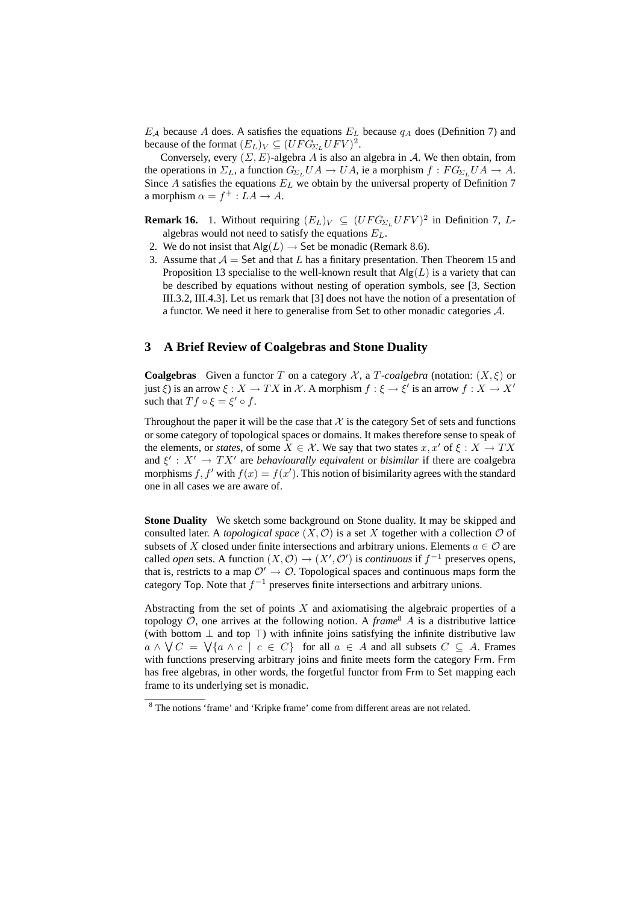$E_{\mathcal{A}}$ because $A$ does. A satisfies the equations $E_L$ because $q_A$ does (Definition 7) and because of the format $(E_L)_V \subseteq (UFG_{\Sigma_L}UFV)^2$.

Conversely, every $(\Sigma, E)$-algebra $A$ is also an algebra in $\mathcal{A}$. We then obtain, from the operations in $\Sigma_L$, a function $G_{\Sigma_L}UA \to UA$, ie a morphism $f : FG_{\Sigma_L}UA \to A$. Since $A$ satisfies the equations $E_L$ we obtain by the universal property of Definition 7 a morphism $\alpha = f^+ : LA \to A$.

**Remark 16.**

1. Without requiring $(E_L)_V \subseteq (UFG_{\Sigma_L}UFV)^2$ in Definition 7, $L$-algebras would not need to satisfy the equations $E_L$.
2. We do not insist that $\mathsf{Alg}(L) \to \mathsf{Set}$ be monadic (Remark 8.6).
3. Assume that $\mathcal{A} = \mathsf{Set}$ and that $L$ has a finitary presentation. Then Theorem 15 and Proposition 13 specialise to the well-known result that $\mathsf{Alg}(L)$ is a variety that can be described by equations without nesting of operation symbols, see [3, Section III.3.2, III.4.3]. Let us remark that [3] does not have the notion of a presentation of a functor. We need it here to generalise from $\mathsf{Set}$ to other monadic categories $\mathcal{A}$.

## 3 A Brief Review of Coalgebras and Stone Duality

**Coalgebras** Given a functor $T$ on a category $\mathcal{X}$, a *$T$-coalgebra* (notation: $(X, \xi)$ or just $\xi$) is an arrow $\xi : X \to TX$ in $\mathcal{X}$. A morphism $f : \xi \to \xi'$ is an arrow $f : X \to X'$ such that $Tf \circ \xi = \xi' \circ f$.

Throughout the paper it will be the case that $\mathcal{X}$ is the category $\mathsf{Set}$ of sets and functions or some category of topological spaces or domains. It makes therefore sense to speak of the elements, or *states*, of some $X \in \mathcal{X}$. We say that two states $x, x'$ of $\xi : X \to TX$ and $\xi' : X' \to TX'$ are *behaviourally equivalent* or *bisimilar* if there are coalgebra morphisms $f, f'$ with $f(x) = f(x')$. This notion of bisimilarity agrees with the standard one in all cases we are aware of.

**Stone Duality** We sketch some background on Stone duality. It may be skipped and consulted later. A *topological space* $(X, \mathcal{O})$ is a set $X$ together with a collection $\mathcal{O}$ of subsets of $X$ closed under finite intersections and arbitrary unions. Elements $a \in \mathcal{O}$ are called *open* sets. A function $(X, \mathcal{O}) \to (X', \mathcal{O}')$ is *continuous* if $f^{-1}$ preserves opens, that is, restricts to a map $\mathcal{O}' \to \mathcal{O}$. Topological spaces and continuous maps form the category $\mathsf{Top}$. Note that $f^{-1}$ preserves finite intersections and arbitrary unions.

Abstracting from the set of points $X$ and axiomatising the algebraic properties of a topology $\mathcal{O}$, one arrives at the following notion. A *frame*[8] $A$ is a distributive lattice (with bottom $\bot$ and top $\top$) with infinite joins satisfying the infinite distributive law $a \wedge \bigvee C = \bigvee\{a \wedge c \mid c \in C\}$ for all $a \in A$ and all subsets $C \subseteq A$. Frames with functions preserving arbitrary joins and finite meets form the category $\mathsf{Frm}$. $\mathsf{Frm}$ has free algebras, in other words, the forgetful functor from $\mathsf{Frm}$ to $\mathsf{Set}$ mapping each frame to its underlying set is monadic.

[8] The notions 'frame' and 'Kripke frame' come from different areas are not related.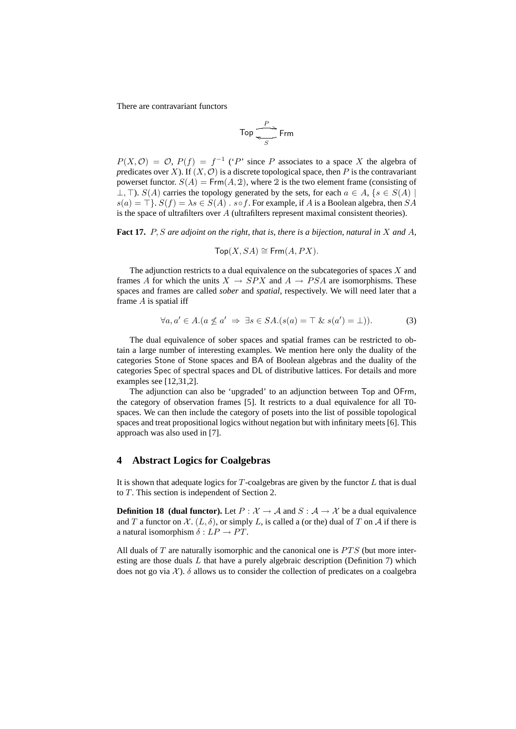There are contravariant functors

$$\mathsf{Top} \underset{S}{\overset{P}{\rightleftarrows}} \mathsf{Frm}$$

$P(X, \mathcal{O}) = \mathcal{O}$, $P(f) = f^{-1}$ ('$P$' since $P$ associates to a space $X$ the algebra of *p*redicates over $X$). If $(X, \mathcal{O})$ is a discrete topological space, then $P$ is the contravariant powerset functor. $S(A) = \mathsf{Frm}(A, \mathbb{2})$, where $\mathbb{2}$ is the two element frame (consisting of $\bot, \top$). $S(A)$ carries the topology generated by the sets, for each $a \in A$, $\{s \in S(A) \mid s(a) = \top\}$. $S(f) = \lambda s \in S(A) \,.\, s \circ f$. For example, if $A$ is a Boolean algebra, then $SA$ is the space of ultrafilters over $A$ (ultrafilters represent maximal consistent theories).

**Fact 17.** *$P, S$ are adjoint on the right, that is, there is a bijection, natural in $X$ and $A$,*

$$\mathsf{Top}(X, SA) \cong \mathsf{Frm}(A, PX).$$

The adjunction restricts to a dual equivalence on the subcategories of spaces $X$ and frames $A$ for which the units $X \to SPX$ and $A \to PSA$ are isomorphisms. These spaces and frames are called *sober* and *spatial*, respectively. We will need later that a frame $A$ is spatial iff

$$\forall a, a' \in A. (a \not\leq a' \;\Rightarrow\; \exists s \in SA. (s(a) = \top \;\&\; s(a') = \bot)). \tag{3}$$

The dual equivalence of sober spaces and spatial frames can be restricted to obtain a large number of interesting examples. We mention here only the duality of the categories $\mathsf{Stone}$ of Stone spaces and $\mathsf{BA}$ of Boolean algebras and the duality of the categories $\mathsf{Spec}$ of spectral spaces and $\mathsf{DL}$ of distributive lattices. For details and more examples see [12,31,2].

The adjunction can also be 'upgraded' to an adjunction between $\mathsf{Top}$ and $\mathsf{OFrm}$, the category of observation frames [5]. It restricts to a dual equivalence for all T0-spaces. We can then include the category of posets into the list of possible topological spaces and treat propositional logics without negation but with infinitary meets [6]. This approach was also used in [7].

## 4 Abstract Logics for Coalgebras

It is shown that adequate logics for $T$-coalgebras are given by the functor $L$ that is dual to $T$. This section is independent of Section 2.

**Definition 18 (dual functor).** Let $P : \mathcal{X} \to \mathcal{A}$ and $S : \mathcal{A} \to \mathcal{X}$ be a dual equivalence and $T$ a functor on $\mathcal{X}$. $(L, \delta)$, or simply $L$, is called a (or the) dual of $T$ on $\mathcal{A}$ if there is a natural isomorphism $\delta : LP \to PT$.

All duals of $T$ are naturally isomorphic and the canonical one is $PTS$ (but more interesting are those duals $L$ that have a purely algebraic description (Definition 7) which does not go via $\mathcal{X}$). $\delta$ allows us to consider the collection of predicates on a coalgebra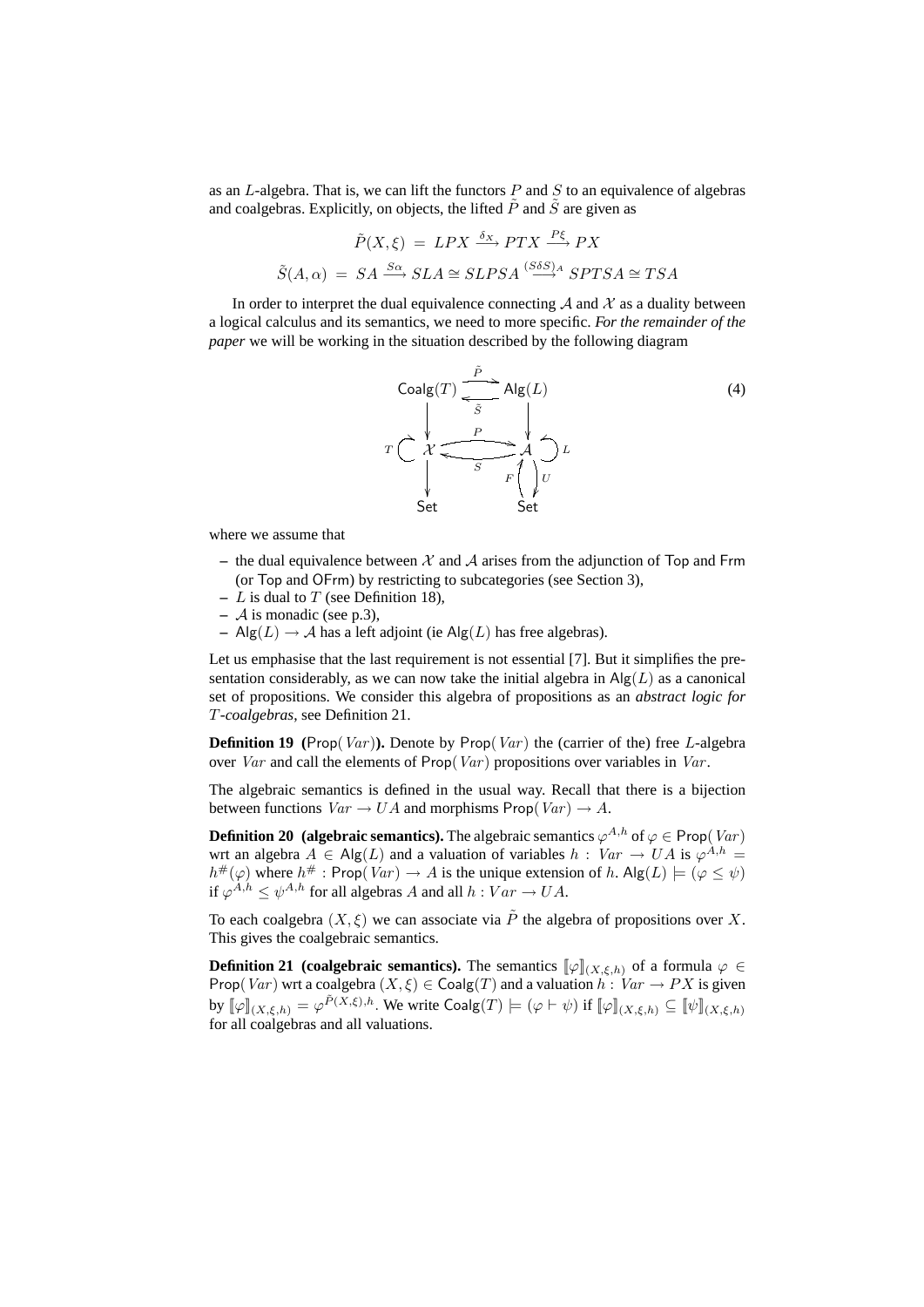as an $L$-algebra. That is, we can lift the functors $P$ and $S$ to an equivalence of algebras and coalgebras. Explicitly, on objects, the lifted $\tilde{P}$ and $\tilde{S}$ are given as

$$\tilde{P}(X,\xi) \;=\; LPX \xrightarrow{\delta_X} PTX \xrightarrow{P\xi} PX$$

$$\tilde{S}(A,\alpha) \;=\; SA \xrightarrow{S\alpha} SLA \cong SLPSA \xrightarrow{(S\delta S)_A} SPTSA \cong TSA$$

In order to interpret the dual equivalence connecting $\mathcal{A}$ and $\mathcal{X}$ as a duality between a logical calculus and its semantics, we need to more specific. *For the remainder of the paper* we will be working in the situation described by the following diagram

$$\begin{array}{ccc} \mathsf{Coalg}(T) & \overset{\tilde{P}}{\underset{\tilde{S}}{\rightleftarrows}} & \mathsf{Alg}(L) \\ \downarrow & & \downarrow \\ T \circlearrowleft \mathcal{X} & \overset{P}{\underset{S}{\rightleftarrows}} & \mathcal{A} \circlearrowright L \\ \downarrow & & F \uparrow \downarrow U \\ \mathsf{Set} & & \mathsf{Set} \end{array} \tag{4}$$

where we assume that

– the dual equivalence between $\mathcal{X}$ and $\mathcal{A}$ arises from the adjunction of $\mathsf{Top}$ and $\mathsf{Frm}$ (or $\mathsf{Top}$ and $\mathsf{OFrm}$) by restricting to subcategories (see Section 3),
– $L$ is dual to $T$ (see Definition 18),
– $\mathcal{A}$ is monadic (see p.3),
– $\mathsf{Alg}(L) \to \mathcal{A}$ has a left adjoint (ie $\mathsf{Alg}(L)$ has free algebras).

Let us emphasise that the last requirement is not essential [7]. But it simplifies the presentation considerably, as we can now take the initial algebra in $\mathsf{Alg}(L)$ as a canonical set of propositions. We consider this algebra of propositions as an *abstract logic for $T$-coalgebras*, see Definition 21.

**Definition 19 ($\mathsf{Prop}(Var)$).** Denote by $\mathsf{Prop}(Var)$ the (carrier of the) free $L$-algebra over $Var$ and call the elements of $\mathsf{Prop}(Var)$ propositions over variables in $Var$.

The algebraic semantics is defined in the usual way. Recall that there is a bijection between functions $Var \to UA$ and morphisms $\mathsf{Prop}(Var) \to A$.

**Definition 20 (algebraic semantics).** The algebraic semantics $\varphi^{A,h}$ of $\varphi \in \mathsf{Prop}(Var)$ wrt an algebra $A \in \mathsf{Alg}(L)$ and a valuation of variables $h : Var \to UA$ is $\varphi^{A,h} = h^{\#}(\varphi)$ where $h^{\#} : \mathsf{Prop}(Var) \to A$ is the unique extension of $h$. $\mathsf{Alg}(L) \models (\varphi \leq \psi)$ if $\varphi^{A,h} \leq \psi^{A,h}$ for all algebras $A$ and all $h : Var \to UA$.

To each coalgebra $(X,\xi)$ we can associate via $\tilde{P}$ the algebra of propositions over $X$. This gives the coalgebraic semantics.

**Definition 21 (coalgebraic semantics).** The semantics $[\![\varphi]\!]_{(X,\xi,h)}$ of a formula $\varphi \in \mathsf{Prop}(Var)$ wrt a coalgebra $(X,\xi) \in \mathsf{Coalg}(T)$ and a valuation $h : Var \to PX$ is given by $[\![\varphi]\!]_{(X,\xi,h)} = \varphi^{\tilde{P}(X,\xi),h}$. We write $\mathsf{Coalg}(T) \models (\varphi \vdash \psi)$ if $[\![\varphi]\!]_{(X,\xi,h)} \subseteq [\![\psi]\!]_{(X,\xi,h)}$ for all coalgebras and all valuations.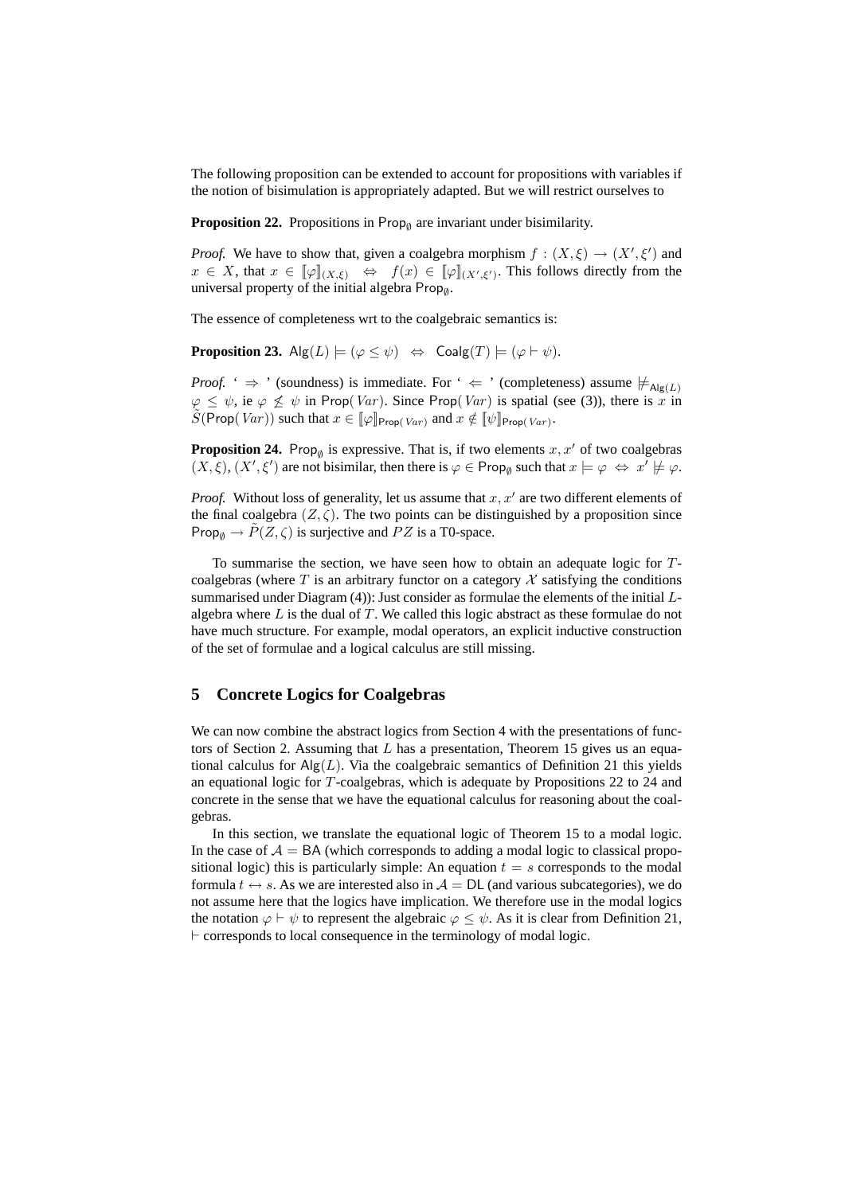The following proposition can be extended to account for propositions with variables if the notion of bisimulation is appropriately adapted. But we will restrict ourselves to

**Proposition 22.** Propositions in $\mathsf{Prop}_\emptyset$ are invariant under bisimilarity.

*Proof.* We have to show that, given a coalgebra morphism $f : (X, \xi) \to (X', \xi')$ and $x \in X$, that $x \in [\![\varphi]\!]_{(X,\xi)} \;\Leftrightarrow\; f(x) \in [\![\varphi]\!]_{(X',\xi')}$. This follows directly from the universal property of the initial algebra $\mathsf{Prop}_\emptyset$.

The essence of completeness wrt to the coalgebraic semantics is:

**Proposition 23.** $\mathsf{Alg}(L) \models (\varphi \leq \psi) \;\Leftrightarrow\; \mathsf{Coalg}(T) \models (\varphi \vdash \psi)$.

*Proof.* ' $\Rightarrow$ ' (soundness) is immediate. For ' $\Leftarrow$ ' (completeness) assume $\not\models_{\mathsf{Alg}(L)} \varphi \leq \psi$, ie $\varphi \not\leq \psi$ in $\mathsf{Prop}(Var)$. Since $\mathsf{Prop}(Var)$ is spatial (see (3)), there is $x$ in $\tilde{S}(\mathsf{Prop}(Var))$ such that $x \in [\![\varphi]\!]_{\mathsf{Prop}(Var)}$ and $x \notin [\![\psi]\!]_{\mathsf{Prop}(Var)}$.

**Proposition 24.** $\mathsf{Prop}_\emptyset$ is expressive. That is, if two elements $x, x'$ of two coalgebras $(X, \xi)$, $(X', \xi')$ are not bisimilar, then there is $\varphi \in \mathsf{Prop}_\emptyset$ such that $x \models \varphi \;\Leftrightarrow\; x' \not\models \varphi$.

*Proof.* Without loss of generality, let us assume that $x, x'$ are two different elements of the final coalgebra $(Z, \zeta)$. The two points can be distinguished by a proposition since $\mathsf{Prop}_\emptyset \to \tilde{P}(Z, \zeta)$ is surjective and $PZ$ is a T0-space.

To summarise the section, we have seen how to obtain an adequate logic for $T$-coalgebras (where $T$ is an arbitrary functor on a category $\mathcal{X}$ satisfying the conditions summarised under Diagram (4)): Just consider as formulae the elements of the initial $L$-algebra where $L$ is the dual of $T$. We called this logic abstract as these formulae do not have much structure. For example, modal operators, an explicit inductive construction of the set of formulae and a logical calculus are still missing.

## 5 Concrete Logics for Coalgebras

We can now combine the abstract logics from Section 4 with the presentations of functors of Section 2. Assuming that $L$ has a presentation, Theorem 15 gives us an equational calculus for $\mathsf{Alg}(L)$. Via the coalgebraic semantics of Definition 21 this yields an equational logic for $T$-coalgebras, which is adequate by Propositions 22 to 24 and concrete in the sense that we have the equational calculus for reasoning about the coalgebras.

In this section, we translate the equational logic of Theorem 15 to a modal logic. In the case of $\mathcal{A} = \mathsf{BA}$ (which corresponds to adding a modal logic to classical propositional logic) this is particularly simple: An equation $t = s$ corresponds to the modal formula $t \leftrightarrow s$. As we are interested also in $\mathcal{A} = \mathsf{DL}$ (and various subcategories), we do not assume here that the logics have implication. We therefore use in the modal logics the notation $\varphi \vdash \psi$ to represent the algebraic $\varphi \leq \psi$. As it is clear from Definition 21, $\vdash$ corresponds to local consequence in the terminology of modal logic.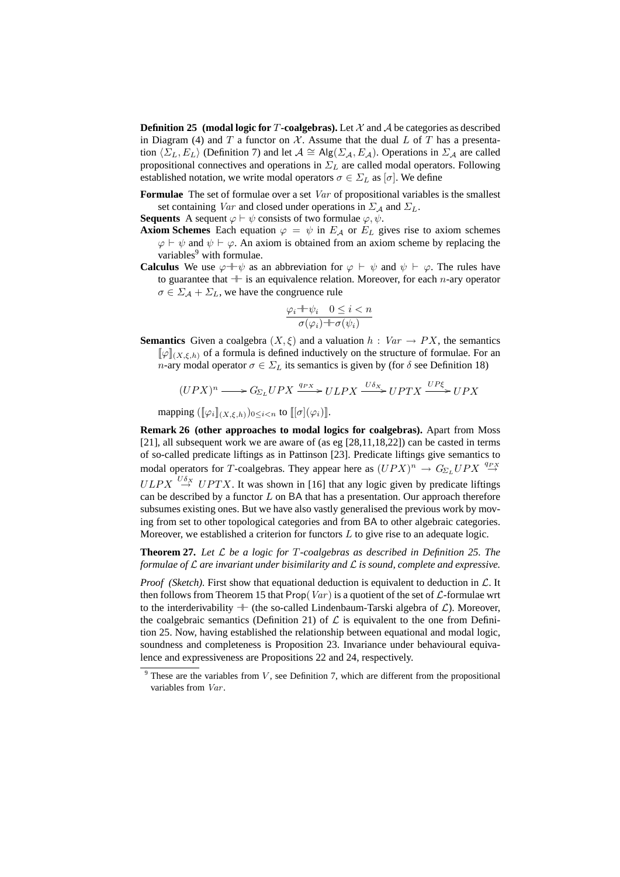**Definition 25 (modal logic for $T$-coalgebras).** Let $\mathcal{X}$ and $\mathcal{A}$ be categories as described in Diagram (4) and $T$ a functor on $\mathcal{X}$. Assume that the dual $L$ of $T$ has a presentation $\langle \Sigma_L, E_L \rangle$ (Definition 7) and let $\mathcal{A} \cong \mathsf{Alg}(\Sigma_{\mathcal{A}}, E_{\mathcal{A}})$. Operations in $\Sigma_{\mathcal{A}}$ are called propositional connectives and operations in $\Sigma_L$ are called modal operators. Following established notation, we write modal operators $\sigma \in \Sigma_L$ as $[\sigma]$. We define

**Formulae** The set of formulae over a set $Var$ of propositional variables is the smallest set containing $Var$ and closed under operations in $\Sigma_{\mathcal{A}}$ and $\Sigma_L$.

**Sequents** A sequent $\varphi \vdash \psi$ consists of two formulae $\varphi, \psi$.

**Axiom Schemes** Each equation $\varphi = \psi$ in $E_{\mathcal{A}}$ or $E_L$ gives rise to axiom schemes $\varphi \vdash \psi$ and $\psi \vdash \varphi$. An axiom is obtained from an axiom scheme by replacing the variables[9] with formulae.

**Calculus** We use $\varphi \dashv\vdash \psi$ as an abbreviation for $\varphi \vdash \psi$ and $\psi \vdash \varphi$. The rules have to guarantee that $\dashv\vdash$ is an equivalence relation. Moreover, for each $n$-ary operator $\sigma \in \Sigma_{\mathcal{A}} + \Sigma_L$, we have the congruence rule

$$\frac{\varphi_i \dashv\vdash \psi_i \quad 0 \leq i < n}{\sigma(\varphi_i) \dashv\vdash \sigma(\psi_i)}$$

**Semantics** Given a coalgebra $(X, \xi)$ and a valuation $h : Var \to PX$, the semantics $[\![\varphi]\!]_{(X,\xi,h)}$ of a formula is defined inductively on the structure of formulae. For an $n$-ary modal operator $\sigma \in \Sigma_L$ its semantics is given by (for $\delta$ see Definition 18)

$$(UPX)^n \longrightarrow G_{\Sigma_L} UPX \xrightarrow{q_{PX}} ULPX \xrightarrow{U\delta_X} UPTX \xrightarrow{UP\xi} UPX$$

mapping $([\![\varphi_i]\!]_{(X,\xi,h)})_{0 \leq i < n}$ to $[\![[\sigma](\varphi_i)]\!]$.

**Remark 26 (other approaches to modal logics for coalgebras).** Apart from Moss [21], all subsequent work we are aware of (as eg [28,11,18,22]) can be casted in terms of so-called predicate liftings as in Pattinson [23]. Predicate liftings give semantics to modal operators for $T$-coalgebras. They appear here as $(UPX)^n \to G_{\Sigma_L} UPX \overset{q_{PX}}{\to} ULPX \overset{U\delta_X}{\to} UPTX$. It was shown in [16] that any logic given by predicate liftings can be described by a functor $L$ on $\mathsf{BA}$ that has a presentation. Our approach therefore subsumes existing ones. But we have also vastly generalised the previous work by moving from set to other topological categories and from $\mathsf{BA}$ to other algebraic categories. Moreover, we established a criterion for functors $L$ to give rise to an adequate logic.

**Theorem 27.** *Let $\mathcal{L}$ be a logic for $T$-coalgebras as described in Definition 25. The formulae of $\mathcal{L}$ are invariant under bisimilarity and $\mathcal{L}$ is sound, complete and expressive.*

*Proof (Sketch).* First show that equational deduction is equivalent to deduction in $\mathcal{L}$. It then follows from Theorem 15 that $\mathsf{Prop}(Var)$ is a quotient of the set of $\mathcal{L}$-formulae wrt to the interderivability $\dashv\vdash$ (the so-called Lindenbaum-Tarski algebra of $\mathcal{L}$). Moreover, the coalgebraic semantics (Definition 21) of $\mathcal{L}$ is equivalent to the one from Definition 25. Now, having established the relationship between equational and modal logic, soundness and completeness is Proposition 23. Invariance under behavioural equivalence and expressiveness are Propositions 22 and 24, respectively.

---

[9] These are the variables from $V$, see Definition 7, which are different from the propositional variables from $Var$.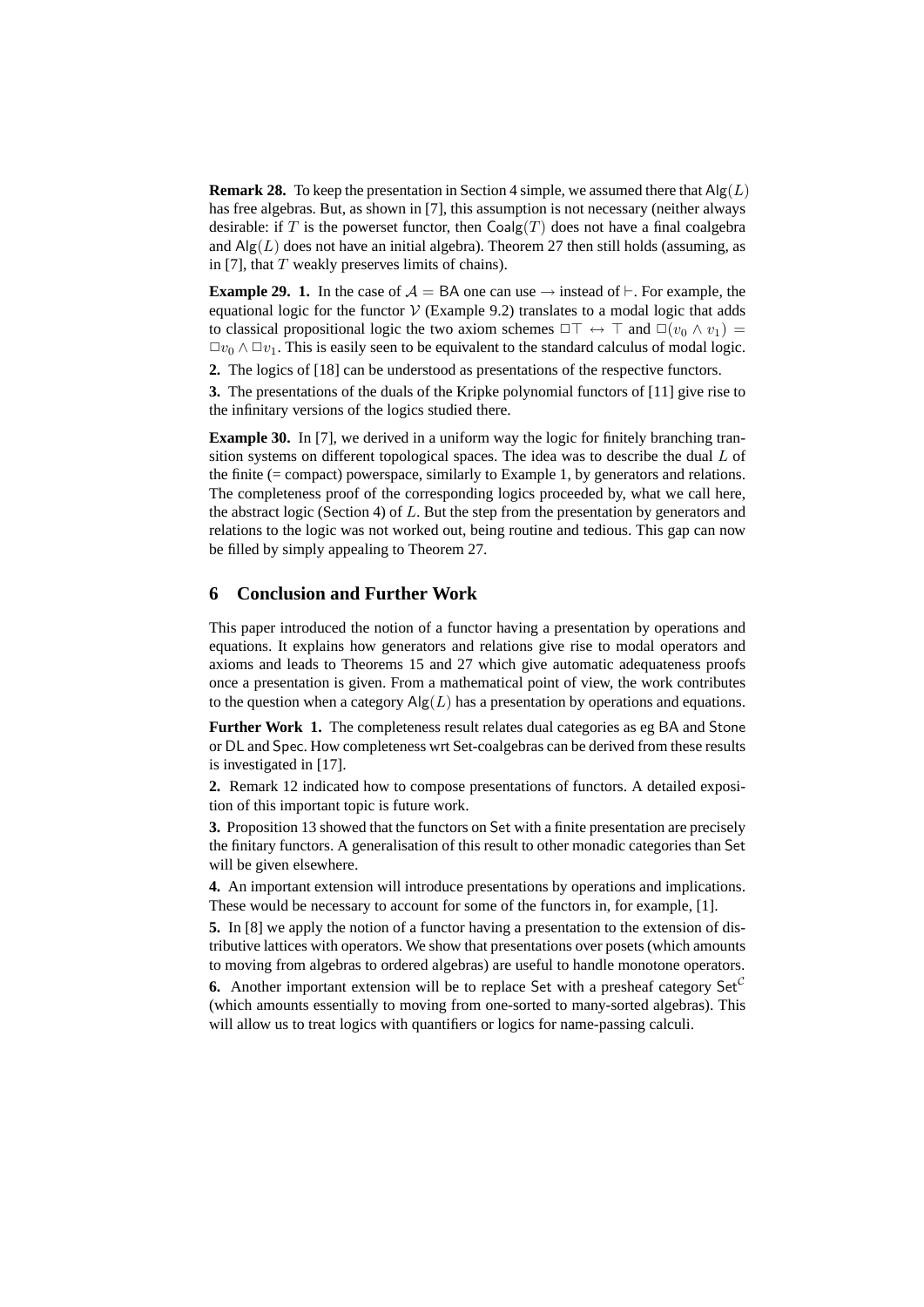**Remark 28.** To keep the presentation in Section 4 simple, we assumed there that $\mathsf{Alg}(L)$ has free algebras. But, as shown in [7], this assumption is not necessary (neither always desirable: if $T$ is the powerset functor, then $\mathsf{Coalg}(T)$ does not have a final coalgebra and $\mathsf{Alg}(L)$ does not have an initial algebra). Theorem 27 then still holds (assuming, as in [7], that $T$ weakly preserves limits of chains).

**Example 29.** **1.** In the case of $\mathcal{A} = \mathsf{BA}$ one can use $\rightarrow$ instead of $\vdash$. For example, the equational logic for the functor $\mathcal{V}$ (Example 9.2) translates to a modal logic that adds to classical propositional logic the two axiom schemes $\Box\top \leftrightarrow \top$ and $\Box(v_0 \wedge v_1) = \Box v_0 \wedge \Box v_1$. This is easily seen to be equivalent to the standard calculus of modal logic.

**2.** The logics of [18] can be understood as presentations of the respective functors.

**3.** The presentations of the duals of the Kripke polynomial functors of [11] give rise to the infinitary versions of the logics studied there.

**Example 30.** In [7], we derived in a uniform way the logic for finitely branching transition systems on different topological spaces. The idea was to describe the dual $L$ of the finite (= compact) powerspace, similarly to Example 1, by generators and relations. The completeness proof of the corresponding logics proceeded by, what we call here, the abstract logic (Section 4) of $L$. But the step from the presentation by generators and relations to the logic was not worked out, being routine and tedious. This gap can now be filled by simply appealing to Theorem 27.

## 6 Conclusion and Further Work

This paper introduced the notion of a functor having a presentation by operations and equations. It explains how generators and relations give rise to modal operators and axioms and leads to Theorems 15 and 27 which give automatic adequateness proofs once a presentation is given. From a mathematical point of view, the work contributes to the question when a category $\mathsf{Alg}(L)$ has a presentation by operations and equations.

**Further Work** **1.** The completeness result relates dual categories as eg $\mathsf{BA}$ and $\mathsf{Stone}$ or $\mathsf{DL}$ and $\mathsf{Spec}$. How completeness wrt $\mathsf{Set}$-coalgebras can be derived from these results is investigated in [17].

**2.** Remark 12 indicated how to compose presentations of functors. A detailed exposition of this important topic is future work.

**3.** Proposition 13 showed that the functors on $\mathsf{Set}$ with a finite presentation are precisely the finitary functors. A generalisation of this result to other monadic categories than $\mathsf{Set}$ will be given elsewhere.

**4.** An important extension will introduce presentations by operations and implications. These would be necessary to account for some of the functors in, for example, [1].

**5.** In [8] we apply the notion of a functor having a presentation to the extension of distributive lattices with operators. We show that presentations over posets (which amounts to moving from algebras to ordered algebras) are useful to handle monotone operators.

**6.** Another important extension will be to replace $\mathsf{Set}$ with a presheaf category $\mathsf{Set}^{\mathcal{C}}$ (which amounts essentially to moving from one-sorted to many-sorted algebras). This will allow us to treat logics with quantifiers or logics for name-passing calculi.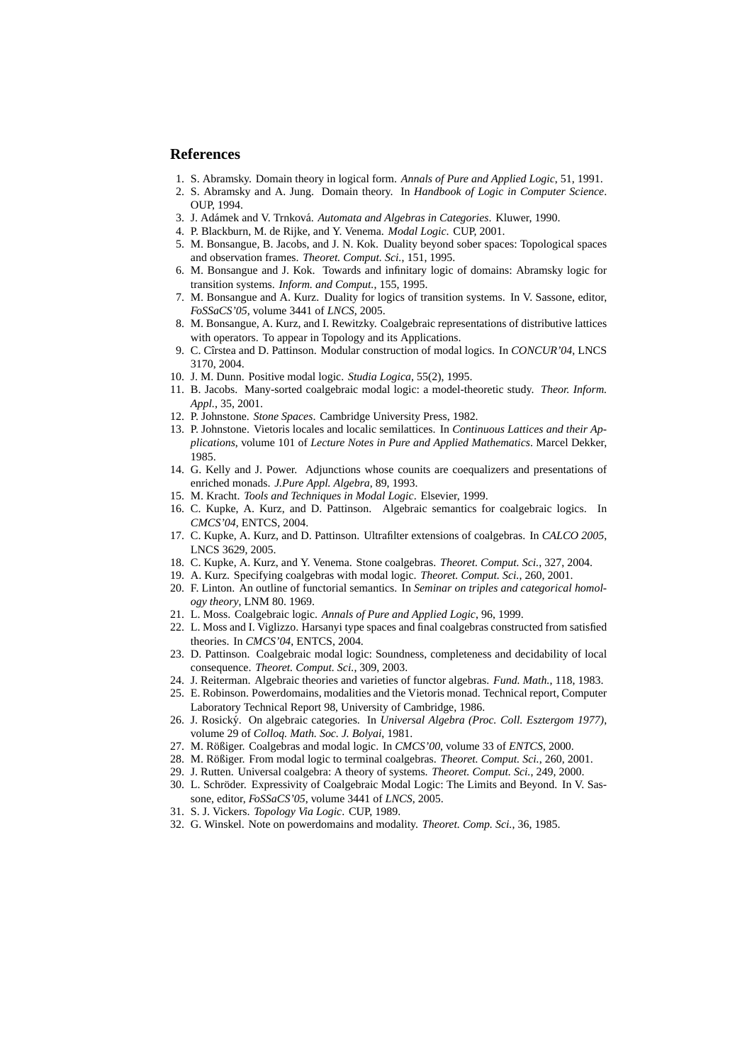## References

1. S. Abramsky. Domain theory in logical form. *Annals of Pure and Applied Logic*, 51, 1991.
2. S. Abramsky and A. Jung. Domain theory. In *Handbook of Logic in Computer Science*. OUP, 1994.
3. J. Adámek and V. Trnková. *Automata and Algebras in Categories*. Kluwer, 1990.
4. P. Blackburn, M. de Rijke, and Y. Venema. *Modal Logic*. CUP, 2001.
5. M. Bonsangue, B. Jacobs, and J. N. Kok. Duality beyond sober spaces: Topological spaces and observation frames. *Theoret. Comput. Sci.*, 151, 1995.
6. M. Bonsangue and J. Kok. Towards and infinitary logic of domains: Abramsky logic for transition systems. *Inform. and Comput.*, 155, 1995.
7. M. Bonsangue and A. Kurz. Duality for logics of transition systems. In V. Sassone, editor, *FoSSaCS'05*, volume 3441 of *LNCS*, 2005.
8. M. Bonsangue, A. Kurz, and I. Rewitzky. Coalgebraic representations of distributive lattices with operators. To appear in Topology and its Applications.
9. C. Cîrstea and D. Pattinson. Modular construction of modal logics. In *CONCUR'04*, LNCS 3170, 2004.
10. J. M. Dunn. Positive modal logic. *Studia Logica*, 55(2), 1995.
11. B. Jacobs. Many-sorted coalgebraic modal logic: a model-theoretic study. *Theor. Inform. Appl.*, 35, 2001.
12. P. Johnstone. *Stone Spaces*. Cambridge University Press, 1982.
13. P. Johnstone. Vietoris locales and localic semilattices. In *Continuous Lattices and their Applications*, volume 101 of *Lecture Notes in Pure and Applied Mathematics*. Marcel Dekker, 1985.
14. G. Kelly and J. Power. Adjunctions whose counits are coequalizers and presentations of enriched monads. *J.Pure Appl. Algebra*, 89, 1993.
15. M. Kracht. *Tools and Techniques in Modal Logic*. Elsevier, 1999.
16. C. Kupke, A. Kurz, and D. Pattinson. Algebraic semantics for coalgebraic logics. In *CMCS'04*, ENTCS, 2004.
17. C. Kupke, A. Kurz, and D. Pattinson. Ultrafilter extensions of coalgebras. In *CALCO 2005*, LNCS 3629, 2005.
18. C. Kupke, A. Kurz, and Y. Venema. Stone coalgebras. *Theoret. Comput. Sci.*, 327, 2004.
19. A. Kurz. Specifying coalgebras with modal logic. *Theoret. Comput. Sci.*, 260, 2001.
20. F. Linton. An outline of functorial semantics. In *Seminar on triples and categorical homology theory*, LNM 80. 1969.
21. L. Moss. Coalgebraic logic. *Annals of Pure and Applied Logic*, 96, 1999.
22. L. Moss and I. Viglizzo. Harsanyi type spaces and final coalgebras constructed from satisfied theories. In *CMCS'04*, ENTCS, 2004.
23. D. Pattinson. Coalgebraic modal logic: Soundness, completeness and decidability of local consequence. *Theoret. Comput. Sci.*, 309, 2003.
24. J. Reiterman. Algebraic theories and varieties of functor algebras. *Fund. Math.*, 118, 1983.
25. E. Robinson. Powerdomains, modalities and the Vietoris monad. Technical report, Computer Laboratory Technical Report 98, University of Cambridge, 1986.
26. J. Rosický. On algebraic categories. In *Universal Algebra (Proc. Coll. Esztergom 1977)*, volume 29 of *Colloq. Math. Soc. J. Bolyai*, 1981.
27. M. Rößiger. Coalgebras and modal logic. In *CMCS'00*, volume 33 of *ENTCS*, 2000.
28. M. Rößiger. From modal logic to terminal coalgebras. *Theoret. Comput. Sci.*, 260, 2001.
29. J. Rutten. Universal coalgebra: A theory of systems. *Theoret. Comput. Sci.*, 249, 2000.
30. L. Schröder. Expressivity of Coalgebraic Modal Logic: The Limits and Beyond. In V. Sassone, editor, *FoSSaCS'05*, volume 3441 of *LNCS*, 2005.
31. S. J. Vickers. *Topology Via Logic*. CUP, 1989.
32. G. Winskel. Note on powerdomains and modality. *Theoret. Comp. Sci.*, 36, 1985.